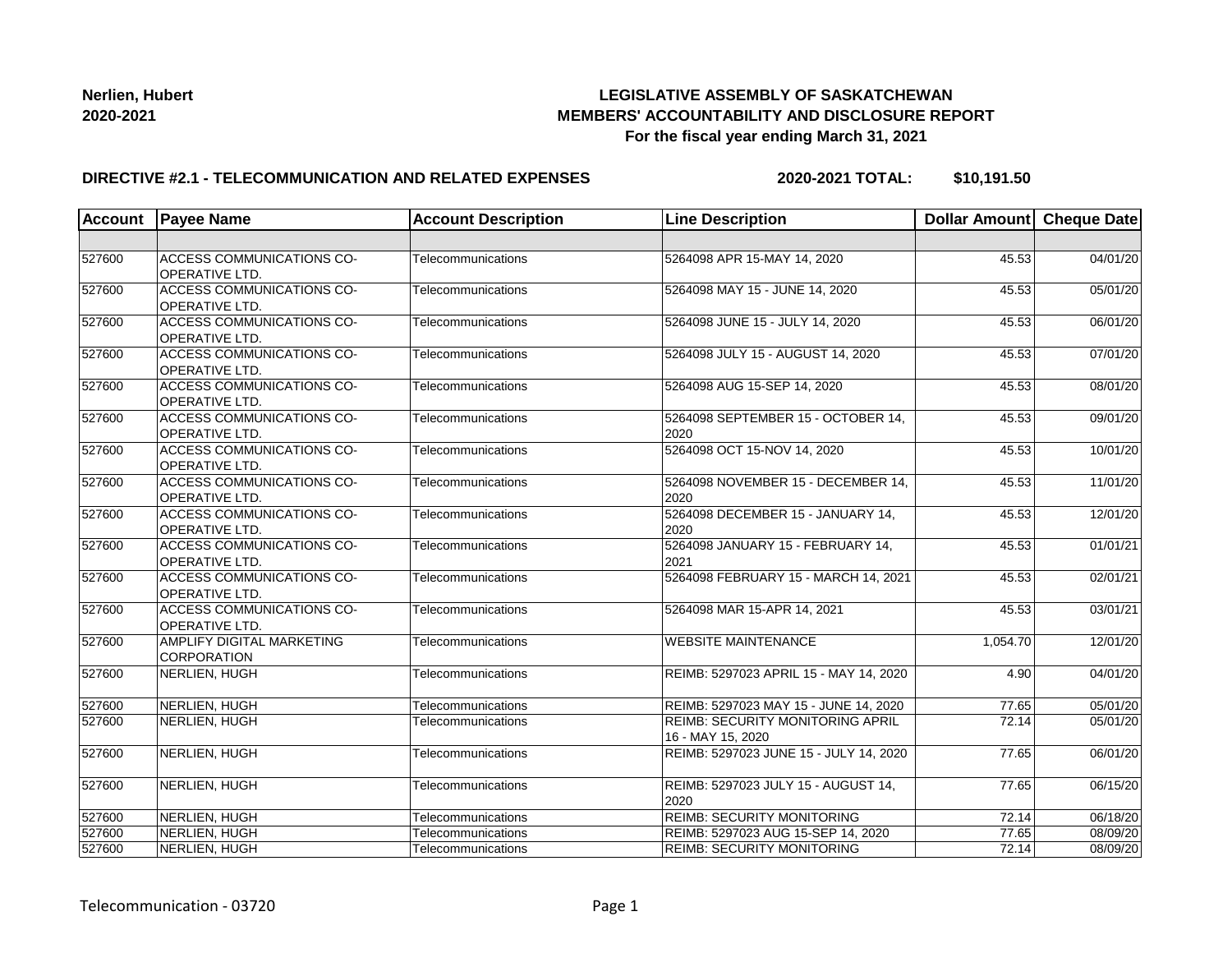**Nerlien, Hubert**
**2020-2021**

# LEGISLATIVE ASSEMBLY OF SASKATCHEWAN
## MEMBERS' ACCOUNTABILITY AND DISCLOSURE REPORT
### For the fiscal year ending March 31, 2021

**DIRECTIVE #2.1 - TELECOMMUNICATION AND RELATED EXPENSES** **2020-2021 TOTAL: $10,191.50**

| Account | Payee Name | Account Description | Line Description | Dollar Amount | Cheque Date |
|---|---|---|---|---|---|
| | | | | | |
| 527600 | ACCESS COMMUNICATIONS CO-OPERATIVE LTD. | Telecommunications | 5264098 APR 15-MAY 14, 2020 | 45.53 | 04/01/20 |
| 527600 | ACCESS COMMUNICATIONS CO-OPERATIVE LTD. | Telecommunications | 5264098 MAY 15 - JUNE 14, 2020 | 45.53 | 05/01/20 |
| 527600 | ACCESS COMMUNICATIONS CO-OPERATIVE LTD. | Telecommunications | 5264098 JUNE 15 - JULY 14, 2020 | 45.53 | 06/01/20 |
| 527600 | ACCESS COMMUNICATIONS CO-OPERATIVE LTD. | Telecommunications | 5264098 JULY 15 - AUGUST 14, 2020 | 45.53 | 07/01/20 |
| 527600 | ACCESS COMMUNICATIONS CO-OPERATIVE LTD. | Telecommunications | 5264098 AUG 15-SEP 14, 2020 | 45.53 | 08/01/20 |
| 527600 | ACCESS COMMUNICATIONS CO-OPERATIVE LTD. | Telecommunications | 5264098 SEPTEMBER 15 - OCTOBER 14, 2020 | 45.53 | 09/01/20 |
| 527600 | ACCESS COMMUNICATIONS CO-OPERATIVE LTD. | Telecommunications | 5264098 OCT 15-NOV 14, 2020 | 45.53 | 10/01/20 |
| 527600 | ACCESS COMMUNICATIONS CO-OPERATIVE LTD. | Telecommunications | 5264098 NOVEMBER 15 - DECEMBER 14, 2020 | 45.53 | 11/01/20 |
| 527600 | ACCESS COMMUNICATIONS CO-OPERATIVE LTD. | Telecommunications | 5264098 DECEMBER 15 - JANUARY 14, 2020 | 45.53 | 12/01/20 |
| 527600 | ACCESS COMMUNICATIONS CO-OPERATIVE LTD. | Telecommunications | 5264098 JANUARY 15 - FEBRUARY 14, 2021 | 45.53 | 01/01/21 |
| 527600 | ACCESS COMMUNICATIONS CO-OPERATIVE LTD. | Telecommunications | 5264098 FEBRUARY 15 - MARCH 14, 2021 | 45.53 | 02/01/21 |
| 527600 | ACCESS COMMUNICATIONS CO-OPERATIVE LTD. | Telecommunications | 5264098 MAR 15-APR 14, 2021 | 45.53 | 03/01/21 |
| 527600 | AMPLIFY DIGITAL MARKETING CORPORATION | Telecommunications | WEBSITE MAINTENANCE | 1,054.70 | 12/01/20 |
| 527600 | NERLIEN, HUGH | Telecommunications | REIMB: 5297023 APRIL 15 - MAY 14, 2020 | 4.90 | 04/01/20 |
| 527600 | NERLIEN, HUGH | Telecommunications | REIMB: 5297023 MAY 15 - JUNE 14, 2020 | 77.65 | 05/01/20 |
| 527600 | NERLIEN, HUGH | Telecommunications | REIMB: SECURITY MONITORING APRIL 16 - MAY 15, 2020 | 72.14 | 05/01/20 |
| 527600 | NERLIEN, HUGH | Telecommunications | REIMB: 5297023 JUNE 15 - JULY 14, 2020 | 77.65 | 06/01/20 |
| 527600 | NERLIEN, HUGH | Telecommunications | REIMB: 5297023 JULY 15 - AUGUST 14, 2020 | 77.65 | 06/15/20 |
| 527600 | NERLIEN, HUGH | Telecommunications | REIMB: SECURITY MONITORING | 72.14 | 06/18/20 |
| 527600 | NERLIEN, HUGH | Telecommunications | REIMB: 5297023 AUG 15-SEP 14, 2020 | 77.65 | 08/09/20 |
| 527600 | NERLIEN, HUGH | Telecommunications | REIMB: SECURITY MONITORING | 72.14 | 08/09/20 |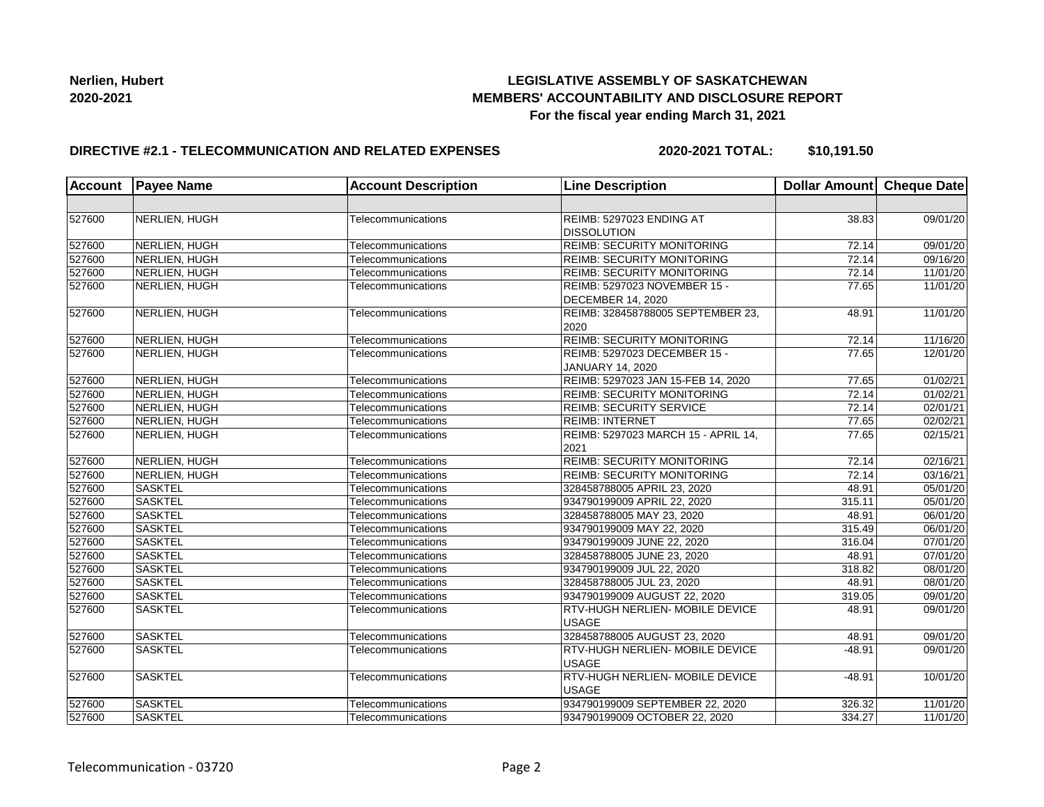**Nerlien, Hubert**
**2020-2021**

**LEGISLATIVE ASSEMBLY OF SASKATCHEWAN**
**MEMBERS' ACCOUNTABILITY AND DISCLOSURE REPORT**
**For the fiscal year ending March 31, 2021**

**DIRECTIVE #2.1 - TELECOMMUNICATION AND RELATED EXPENSES** **2020-2021 TOTAL: $10,191.50**

| Account | Payee Name | Account Description | Line Description | Dollar Amount | Cheque Date |
|---|---|---|---|---|---|
| | | | | | |
| 527600 | NERLIEN, HUGH | Telecommunications | REIMB: 5297023 ENDING AT DISSOLUTION | 38.83 | 09/01/20 |
| 527600 | NERLIEN, HUGH | Telecommunications | REIMB: SECURITY MONITORING | 72.14 | 09/01/20 |
| 527600 | NERLIEN, HUGH | Telecommunications | REIMB: SECURITY MONITORING | 72.14 | 09/16/20 |
| 527600 | NERLIEN, HUGH | Telecommunications | REIMB: SECURITY MONITORING | 72.14 | 11/01/20 |
| 527600 | NERLIEN, HUGH | Telecommunications | REIMB: 5297023 NOVEMBER 15 - DECEMBER 14, 2020 | 77.65 | 11/01/20 |
| 527600 | NERLIEN, HUGH | Telecommunications | REIMB: 328458788005 SEPTEMBER 23, 2020 | 48.91 | 11/01/20 |
| 527600 | NERLIEN, HUGH | Telecommunications | REIMB: SECURITY MONITORING | 72.14 | 11/16/20 |
| 527600 | NERLIEN, HUGH | Telecommunications | REIMB: 5297023 DECEMBER 15 - JANUARY 14, 2020 | 77.65 | 12/01/20 |
| 527600 | NERLIEN, HUGH | Telecommunications | REIMB: 5297023 JAN 15-FEB 14, 2020 | 77.65 | 01/02/21 |
| 527600 | NERLIEN, HUGH | Telecommunications | REIMB: SECURITY MONITORING | 72.14 | 01/02/21 |
| 527600 | NERLIEN, HUGH | Telecommunications | REIMB: SECURITY SERVICE | 72.14 | 02/01/21 |
| 527600 | NERLIEN, HUGH | Telecommunications | REIMB: INTERNET | 77.65 | 02/02/21 |
| 527600 | NERLIEN, HUGH | Telecommunications | REIMB: 5297023 MARCH 15 - APRIL 14, 2021 | 77.65 | 02/15/21 |
| 527600 | NERLIEN, HUGH | Telecommunications | REIMB: SECURITY MONITORING | 72.14 | 02/16/21 |
| 527600 | NERLIEN, HUGH | Telecommunications | REIMB: SECURITY MONITORING | 72.14 | 03/16/21 |
| 527600 | SASKTEL | Telecommunications | 328458788005 APRIL 23, 2020 | 48.91 | 05/01/20 |
| 527600 | SASKTEL | Telecommunications | 934790199009 APRIL 22, 2020 | 315.11 | 05/01/20 |
| 527600 | SASKTEL | Telecommunications | 328458788005 MAY 23, 2020 | 48.91 | 06/01/20 |
| 527600 | SASKTEL | Telecommunications | 934790199009 MAY 22, 2020 | 315.49 | 06/01/20 |
| 527600 | SASKTEL | Telecommunications | 934790199009 JUNE 22, 2020 | 316.04 | 07/01/20 |
| 527600 | SASKTEL | Telecommunications | 328458788005 JUNE 23, 2020 | 48.91 | 07/01/20 |
| 527600 | SASKTEL | Telecommunications | 934790199009 JUL 22, 2020 | 318.82 | 08/01/20 |
| 527600 | SASKTEL | Telecommunications | 328458788005 JUL 23, 2020 | 48.91 | 08/01/20 |
| 527600 | SASKTEL | Telecommunications | 934790199009 AUGUST 22, 2020 | 319.05 | 09/01/20 |
| 527600 | SASKTEL | Telecommunications | RTV-HUGH NERLIEN- MOBILE DEVICE USAGE | 48.91 | 09/01/20 |
| 527600 | SASKTEL | Telecommunications | 328458788005 AUGUST 23, 2020 | 48.91 | 09/01/20 |
| 527600 | SASKTEL | Telecommunications | RTV-HUGH NERLIEN- MOBILE DEVICE USAGE | -48.91 | 09/01/20 |
| 527600 | SASKTEL | Telecommunications | RTV-HUGH NERLIEN- MOBILE DEVICE USAGE | -48.91 | 10/01/20 |
| 527600 | SASKTEL | Telecommunications | 934790199009 SEPTEMBER 22, 2020 | 326.32 | 11/01/20 |
| 527600 | SASKTEL | Telecommunications | 934790199009 OCTOBER 22, 2020 | 334.27 | 11/01/20 |

Telecommunication - 03720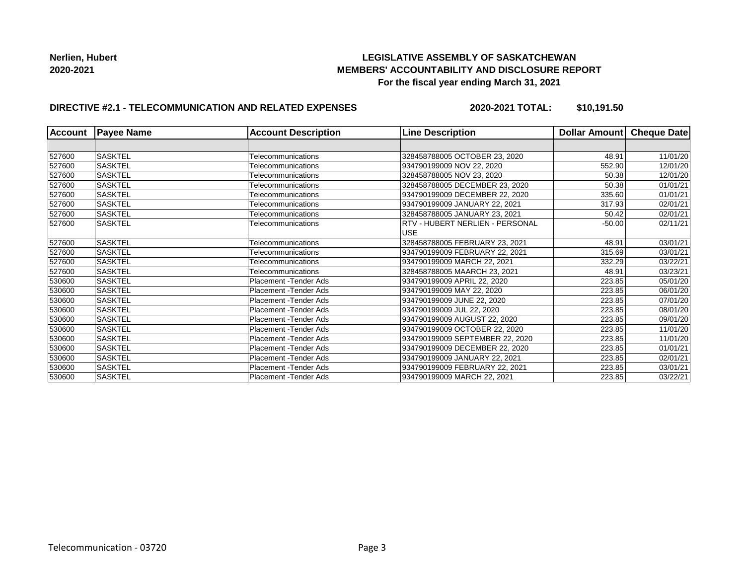**Nerlien, Hubert**
**2020-2021**

**LEGISLATIVE ASSEMBLY OF SASKATCHEWAN**
**MEMBERS' ACCOUNTABILITY AND DISCLOSURE REPORT**
**For the fiscal year ending March 31, 2021**

**DIRECTIVE #2.1 - TELECOMMUNICATION AND RELATED EXPENSES** **2020-2021 TOTAL: $10,191.50**

| Account | Payee Name | Account Description | Line Description | Dollar Amount | Cheque Date |
|---|---|---|---|---|---|
| | | | | | |
| 527600 | SASKTEL | Telecommunications | 328458788005 OCTOBER 23, 2020 | 48.91 | 11/01/20 |
| 527600 | SASKTEL | Telecommunications | 934790199009 NOV 22, 2020 | 552.90 | 12/01/20 |
| 527600 | SASKTEL | Telecommunications | 328458788005 NOV 23, 2020 | 50.38 | 12/01/20 |
| 527600 | SASKTEL | Telecommunications | 328458788005 DECEMBER 23, 2020 | 50.38 | 01/01/21 |
| 527600 | SASKTEL | Telecommunications | 934790199009 DECEMBER 22, 2020 | 335.60 | 01/01/21 |
| 527600 | SASKTEL | Telecommunications | 934790199009 JANUARY 22, 2021 | 317.93 | 02/01/21 |
| 527600 | SASKTEL | Telecommunications | 328458788005 JANUARY 23, 2021 | 50.42 | 02/01/21 |
| 527600 | SASKTEL | Telecommunications | RTV - HUBERT NERLIEN - PERSONAL USE | -50.00 | 02/11/21 |
| 527600 | SASKTEL | Telecommunications | 328458788005 FEBRUARY 23, 2021 | 48.91 | 03/01/21 |
| 527600 | SASKTEL | Telecommunications | 934790199009 FEBRUARY 22, 2021 | 315.69 | 03/01/21 |
| 527600 | SASKTEL | Telecommunications | 934790199009 MARCH 22, 2021 | 332.29 | 03/22/21 |
| 527600 | SASKTEL | Telecommunications | 328458788005 MAARCH 23, 2021 | 48.91 | 03/23/21 |
| 530600 | SASKTEL | Placement -Tender Ads | 934790199009 APRIL 22, 2020 | 223.85 | 05/01/20 |
| 530600 | SASKTEL | Placement -Tender Ads | 934790199009 MAY 22, 2020 | 223.85 | 06/01/20 |
| 530600 | SASKTEL | Placement -Tender Ads | 934790199009 JUNE 22, 2020 | 223.85 | 07/01/20 |
| 530600 | SASKTEL | Placement -Tender Ads | 934790199009 JUL 22, 2020 | 223.85 | 08/01/20 |
| 530600 | SASKTEL | Placement -Tender Ads | 934790199009 AUGUST 22, 2020 | 223.85 | 09/01/20 |
| 530600 | SASKTEL | Placement -Tender Ads | 934790199009 OCTOBER 22, 2020 | 223.85 | 11/01/20 |
| 530600 | SASKTEL | Placement -Tender Ads | 934790199009 SEPTEMBER 22, 2020 | 223.85 | 11/01/20 |
| 530600 | SASKTEL | Placement -Tender Ads | 934790199009 DECEMBER 22, 2020 | 223.85 | 01/01/21 |
| 530600 | SASKTEL | Placement -Tender Ads | 934790199009 JANUARY 22, 2021 | 223.85 | 02/01/21 |
| 530600 | SASKTEL | Placement -Tender Ads | 934790199009 FEBRUARY 22, 2021 | 223.85 | 03/01/21 |
| 530600 | SASKTEL | Placement -Tender Ads | 934790199009 MARCH 22, 2021 | 223.85 | 03/22/21 |

Telecommunication - 03720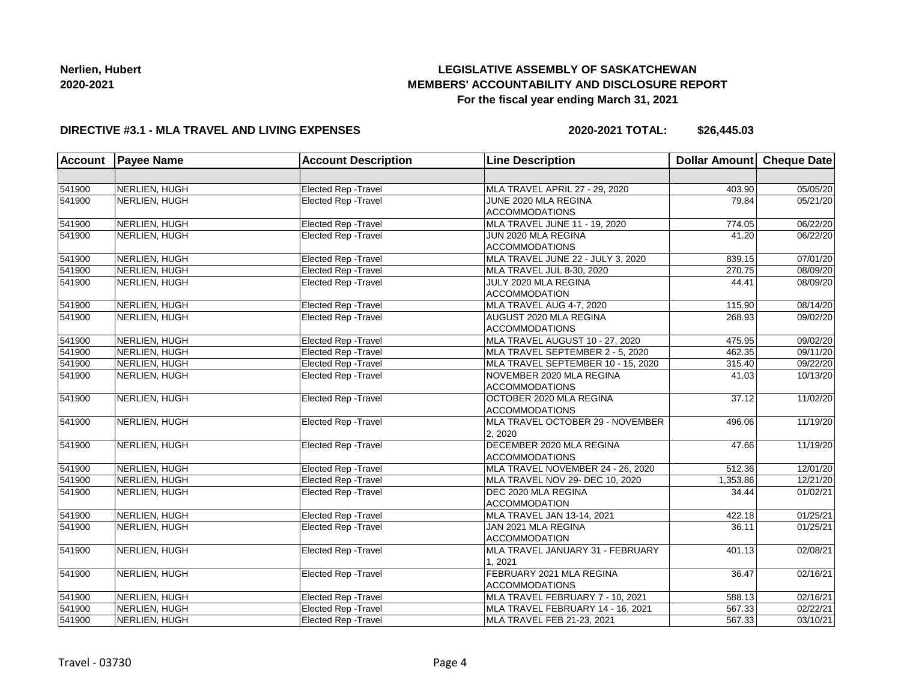**Nerlien, Hubert**
**2020-2021**

**LEGISLATIVE ASSEMBLY OF SASKATCHEWAN**
**MEMBERS' ACCOUNTABILITY AND DISCLOSURE REPORT**
**For the fiscal year ending March 31, 2021**

**DIRECTIVE #3.1 - MLA TRAVEL AND LIVING EXPENSES** **2020-2021 TOTAL: $26,445.03**

| Account | Payee Name | Account Description | Line Description | Dollar Amount | Cheque Date |
|---|---|---|---|---|---|
| | | | | | |
| 541900 | NERLIEN, HUGH | Elected Rep -Travel | MLA TRAVEL APRIL 27 - 29, 2020 | 403.90 | 05/05/20 |
| 541900 | NERLIEN, HUGH | Elected Rep -Travel | JUNE 2020 MLA REGINA ACCOMMODATIONS | 79.84 | 05/21/20 |
| 541900 | NERLIEN, HUGH | Elected Rep -Travel | MLA TRAVEL JUNE 11 - 19, 2020 | 774.05 | 06/22/20 |
| 541900 | NERLIEN, HUGH | Elected Rep -Travel | JUN 2020 MLA REGINA ACCOMMODATIONS | 41.20 | 06/22/20 |
| 541900 | NERLIEN, HUGH | Elected Rep -Travel | MLA TRAVEL JUNE 22 - JULY 3, 2020 | 839.15 | 07/01/20 |
| 541900 | NERLIEN, HUGH | Elected Rep -Travel | MLA TRAVEL JUL 8-30, 2020 | 270.75 | 08/09/20 |
| 541900 | NERLIEN, HUGH | Elected Rep -Travel | JULY 2020 MLA REGINA ACCOMMODATION | 44.41 | 08/09/20 |
| 541900 | NERLIEN, HUGH | Elected Rep -Travel | MLA TRAVEL AUG 4-7, 2020 | 115.90 | 08/14/20 |
| 541900 | NERLIEN, HUGH | Elected Rep -Travel | AUGUST 2020 MLA REGINA ACCOMMODATIONS | 268.93 | 09/02/20 |
| 541900 | NERLIEN, HUGH | Elected Rep -Travel | MLA TRAVEL AUGUST 10 - 27, 2020 | 475.95 | 09/02/20 |
| 541900 | NERLIEN, HUGH | Elected Rep -Travel | MLA TRAVEL SEPTEMBER 2 - 5, 2020 | 462.35 | 09/11/20 |
| 541900 | NERLIEN, HUGH | Elected Rep -Travel | MLA TRAVEL SEPTEMBER 10 - 15, 2020 | 315.40 | 09/22/20 |
| 541900 | NERLIEN, HUGH | Elected Rep -Travel | NOVEMBER 2020 MLA REGINA ACCOMMODATIONS | 41.03 | 10/13/20 |
| 541900 | NERLIEN, HUGH | Elected Rep -Travel | OCTOBER 2020 MLA REGINA ACCOMMODATIONS | 37.12 | 11/02/20 |
| 541900 | NERLIEN, HUGH | Elected Rep -Travel | MLA TRAVEL OCTOBER 29 - NOVEMBER 2, 2020 | 496.06 | 11/19/20 |
| 541900 | NERLIEN, HUGH | Elected Rep -Travel | DECEMBER 2020 MLA REGINA ACCOMMODATIONS | 47.66 | 11/19/20 |
| 541900 | NERLIEN, HUGH | Elected Rep -Travel | MLA TRAVEL NOVEMBER 24 - 26, 2020 | 512.36 | 12/01/20 |
| 541900 | NERLIEN, HUGH | Elected Rep -Travel | MLA TRAVEL NOV 29- DEC 10, 2020 | 1,353.86 | 12/21/20 |
| 541900 | NERLIEN, HUGH | Elected Rep -Travel | DEC 2020 MLA REGINA ACCOMMODATION | 34.44 | 01/02/21 |
| 541900 | NERLIEN, HUGH | Elected Rep -Travel | MLA TRAVEL JAN 13-14, 2021 | 422.18 | 01/25/21 |
| 541900 | NERLIEN, HUGH | Elected Rep -Travel | JAN 2021 MLA REGINA ACCOMMODATION | 36.11 | 01/25/21 |
| 541900 | NERLIEN, HUGH | Elected Rep -Travel | MLA TRAVEL JANUARY 31 - FEBRUARY 1, 2021 | 401.13 | 02/08/21 |
| 541900 | NERLIEN, HUGH | Elected Rep -Travel | FEBRUARY 2021 MLA REGINA ACCOMMODATIONS | 36.47 | 02/16/21 |
| 541900 | NERLIEN, HUGH | Elected Rep -Travel | MLA TRAVEL FEBRUARY 7 - 10, 2021 | 588.13 | 02/16/21 |
| 541900 | NERLIEN, HUGH | Elected Rep -Travel | MLA TRAVEL FEBRUARY 14 - 16, 2021 | 567.33 | 02/22/21 |
| 541900 | NERLIEN, HUGH | Elected Rep -Travel | MLA TRAVEL FEB 21-23, 2021 | 567.33 | 03/10/21 |

Travel - 03730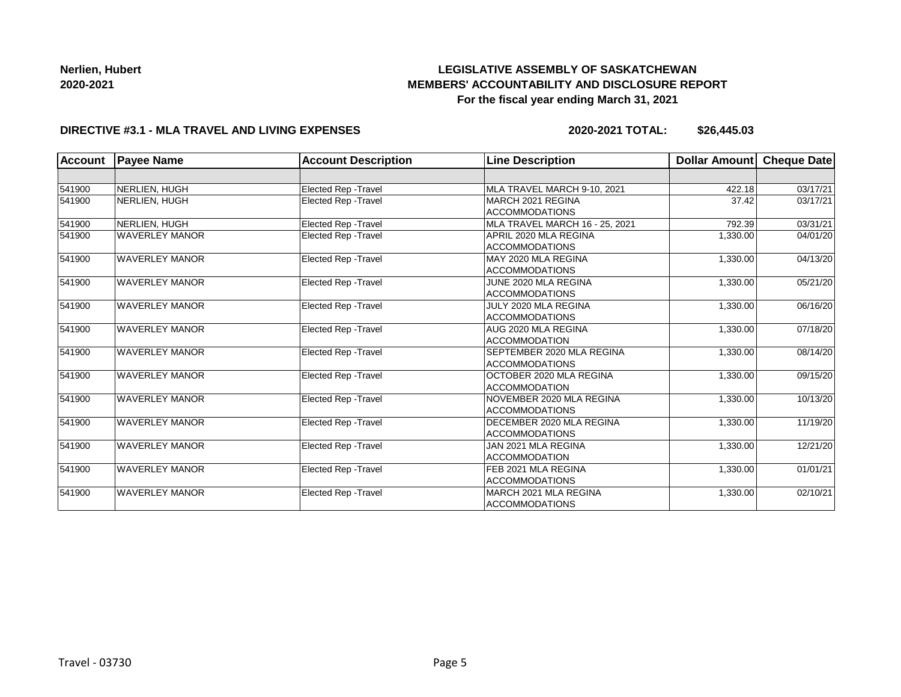**Nerlien, Hubert**
**2020-2021**

**LEGISLATIVE ASSEMBLY OF SASKATCHEWAN**
**MEMBERS' ACCOUNTABILITY AND DISCLOSURE REPORT**
**For the fiscal year ending March 31, 2021**

**DIRECTIVE #3.1 - MLA TRAVEL AND LIVING EXPENSES** **2020-2021 TOTAL: $26,445.03**

| Account | Payee Name | Account Description | Line Description | Dollar Amount | Cheque Date |
|---|---|---|---|---|---|
| | | | | | |
| 541900 | NERLIEN, HUGH | Elected Rep -Travel | MLA TRAVEL MARCH 9-10, 2021 | 422.18 | 03/17/21 |
| 541900 | NERLIEN, HUGH | Elected Rep -Travel | MARCH 2021 REGINA ACCOMMODATIONS | 37.42 | 03/17/21 |
| 541900 | NERLIEN, HUGH | Elected Rep -Travel | MLA TRAVEL MARCH 16 - 25, 2021 | 792.39 | 03/31/21 |
| 541900 | WAVERLEY MANOR | Elected Rep -Travel | APRIL 2020 MLA REGINA ACCOMMODATIONS | 1,330.00 | 04/01/20 |
| 541900 | WAVERLEY MANOR | Elected Rep -Travel | MAY 2020 MLA REGINA ACCOMMODATIONS | 1,330.00 | 04/13/20 |
| 541900 | WAVERLEY MANOR | Elected Rep -Travel | JUNE 2020 MLA REGINA ACCOMMODATIONS | 1,330.00 | 05/21/20 |
| 541900 | WAVERLEY MANOR | Elected Rep -Travel | JULY 2020 MLA REGINA ACCOMMODATIONS | 1,330.00 | 06/16/20 |
| 541900 | WAVERLEY MANOR | Elected Rep -Travel | AUG 2020 MLA REGINA ACCOMMODATION | 1,330.00 | 07/18/20 |
| 541900 | WAVERLEY MANOR | Elected Rep -Travel | SEPTEMBER 2020 MLA REGINA ACCOMMODATIONS | 1,330.00 | 08/14/20 |
| 541900 | WAVERLEY MANOR | Elected Rep -Travel | OCTOBER 2020 MLA REGINA ACCOMMODATION | 1,330.00 | 09/15/20 |
| 541900 | WAVERLEY MANOR | Elected Rep -Travel | NOVEMBER 2020 MLA REGINA ACCOMMODATIONS | 1,330.00 | 10/13/20 |
| 541900 | WAVERLEY MANOR | Elected Rep -Travel | DECEMBER 2020 MLA REGINA ACCOMMODATIONS | 1,330.00 | 11/19/20 |
| 541900 | WAVERLEY MANOR | Elected Rep -Travel | JAN 2021 MLA REGINA ACCOMMODATION | 1,330.00 | 12/21/20 |
| 541900 | WAVERLEY MANOR | Elected Rep -Travel | FEB 2021 MLA REGINA ACCOMMODATIONS | 1,330.00 | 01/01/21 |
| 541900 | WAVERLEY MANOR | Elected Rep -Travel | MARCH 2021 MLA REGINA ACCOMMODATIONS | 1,330.00 | 02/10/21 |

Travel - 03730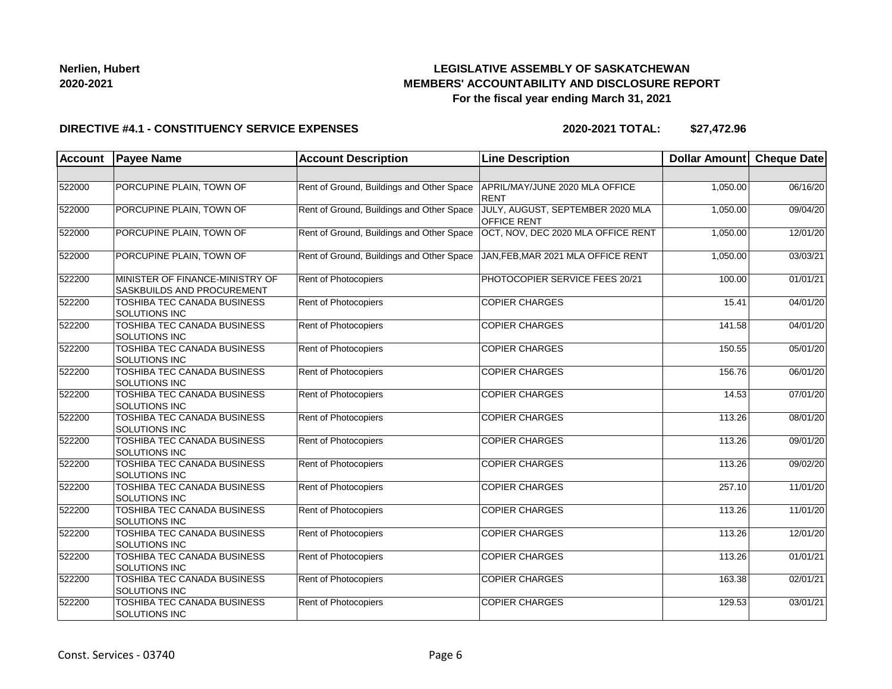**Nerlien, Hubert**
**2020-2021**

**LEGISLATIVE ASSEMBLY OF SASKATCHEWAN**
**MEMBERS' ACCOUNTABILITY AND DISCLOSURE REPORT**
**For the fiscal year ending March 31, 2021**

**DIRECTIVE #4.1 - CONSTITUENCY SERVICE EXPENSES** **2020-2021 TOTAL: $27,472.96**

| Account | Payee Name | Account Description | Line Description | Dollar Amount | Cheque Date |
|---|---|---|---|---|---|
| | | | | | |
| 522000 | PORCUPINE PLAIN, TOWN OF | Rent of Ground, Buildings and Other Space | APRIL/MAY/JUNE 2020 MLA OFFICE RENT | 1,050.00 | 06/16/20 |
| 522000 | PORCUPINE PLAIN, TOWN OF | Rent of Ground, Buildings and Other Space | JULY, AUGUST, SEPTEMBER 2020 MLA OFFICE RENT | 1,050.00 | 09/04/20 |
| 522000 | PORCUPINE PLAIN, TOWN OF | Rent of Ground, Buildings and Other Space | OCT, NOV, DEC 2020 MLA OFFICE RENT | 1,050.00 | 12/01/20 |
| 522000 | PORCUPINE PLAIN, TOWN OF | Rent of Ground, Buildings and Other Space | JAN,FEB,MAR 2021 MLA OFFICE RENT | 1,050.00 | 03/03/21 |
| 522200 | MINISTER OF FINANCE-MINISTRY OF SASKBUILDS AND PROCUREMENT | Rent of Photocopiers | PHOTOCOPIER SERVICE FEES 20/21 | 100.00 | 01/01/21 |
| 522200 | TOSHIBA TEC CANADA BUSINESS SOLUTIONS INC | Rent of Photocopiers | COPIER CHARGES | 15.41 | 04/01/20 |
| 522200 | TOSHIBA TEC CANADA BUSINESS SOLUTIONS INC | Rent of Photocopiers | COPIER CHARGES | 141.58 | 04/01/20 |
| 522200 | TOSHIBA TEC CANADA BUSINESS SOLUTIONS INC | Rent of Photocopiers | COPIER CHARGES | 150.55 | 05/01/20 |
| 522200 | TOSHIBA TEC CANADA BUSINESS SOLUTIONS INC | Rent of Photocopiers | COPIER CHARGES | 156.76 | 06/01/20 |
| 522200 | TOSHIBA TEC CANADA BUSINESS SOLUTIONS INC | Rent of Photocopiers | COPIER CHARGES | 14.53 | 07/01/20 |
| 522200 | TOSHIBA TEC CANADA BUSINESS SOLUTIONS INC | Rent of Photocopiers | COPIER CHARGES | 113.26 | 08/01/20 |
| 522200 | TOSHIBA TEC CANADA BUSINESS SOLUTIONS INC | Rent of Photocopiers | COPIER CHARGES | 113.26 | 09/01/20 |
| 522200 | TOSHIBA TEC CANADA BUSINESS SOLUTIONS INC | Rent of Photocopiers | COPIER CHARGES | 113.26 | 09/02/20 |
| 522200 | TOSHIBA TEC CANADA BUSINESS SOLUTIONS INC | Rent of Photocopiers | COPIER CHARGES | 257.10 | 11/01/20 |
| 522200 | TOSHIBA TEC CANADA BUSINESS SOLUTIONS INC | Rent of Photocopiers | COPIER CHARGES | 113.26 | 11/01/20 |
| 522200 | TOSHIBA TEC CANADA BUSINESS SOLUTIONS INC | Rent of Photocopiers | COPIER CHARGES | 113.26 | 12/01/20 |
| 522200 | TOSHIBA TEC CANADA BUSINESS SOLUTIONS INC | Rent of Photocopiers | COPIER CHARGES | 113.26 | 01/01/21 |
| 522200 | TOSHIBA TEC CANADA BUSINESS SOLUTIONS INC | Rent of Photocopiers | COPIER CHARGES | 163.38 | 02/01/21 |
| 522200 | TOSHIBA TEC CANADA BUSINESS SOLUTIONS INC | Rent of Photocopiers | COPIER CHARGES | 129.53 | 03/01/21 |

Const. Services - 03740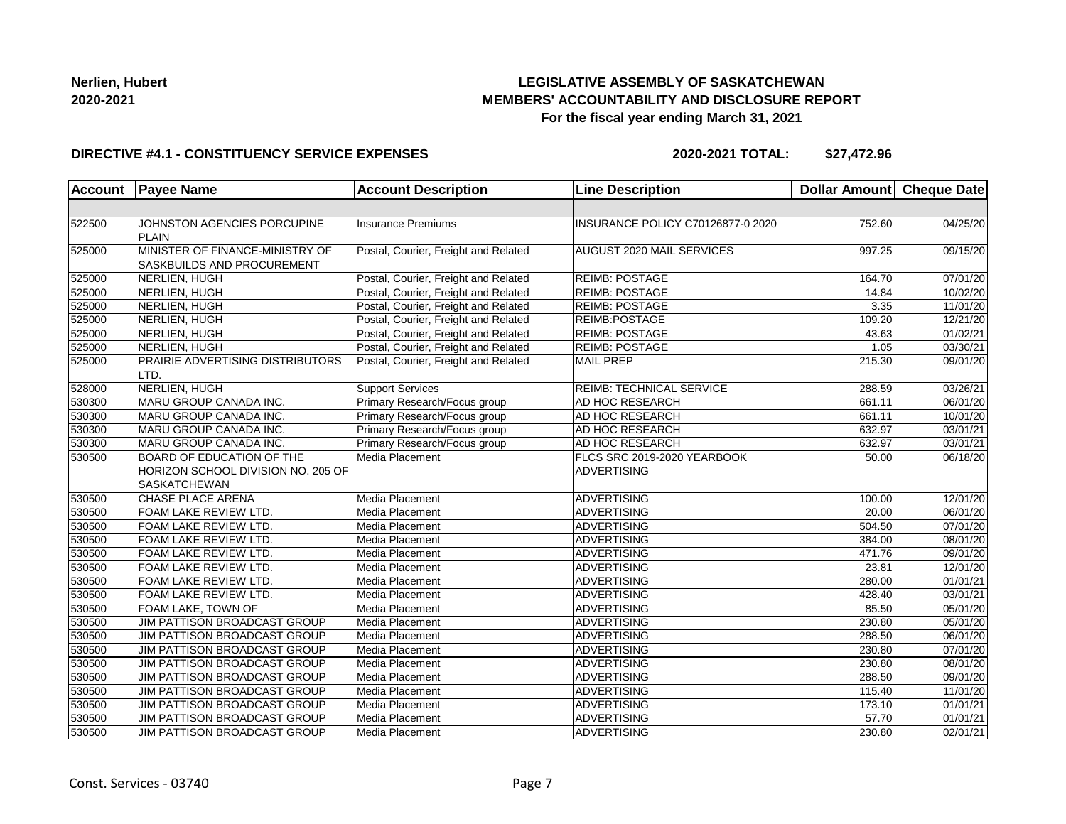**Nerlien, Hubert**
**2020-2021**

# LEGISLATIVE ASSEMBLY OF SASKATCHEWAN
## MEMBERS' ACCOUNTABILITY AND DISCLOSURE REPORT
### For the fiscal year ending March 31, 2021

**DIRECTIVE #4.1 - CONSTITUENCY SERVICE EXPENSES** **2020-2021 TOTAL: $27,472.96**

| Account | Payee Name | Account Description | Line Description | Dollar Amount | Cheque Date |
|---|---|---|---|---|---|
| | | | | | |
| 522500 | JOHNSTON AGENCIES PORCUPINE PLAIN | Insurance Premiums | INSURANCE POLICY C70126877-0 2020 | 752.60 | 04/25/20 |
| 525000 | MINISTER OF FINANCE-MINISTRY OF SASKBUILDS AND PROCUREMENT | Postal, Courier, Freight and Related | AUGUST 2020 MAIL SERVICES | 997.25 | 09/15/20 |
| 525000 | NERLIEN, HUGH | Postal, Courier, Freight and Related | REIMB: POSTAGE | 164.70 | 07/01/20 |
| 525000 | NERLIEN, HUGH | Postal, Courier, Freight and Related | REIMB: POSTAGE | 14.84 | 10/02/20 |
| 525000 | NERLIEN, HUGH | Postal, Courier, Freight and Related | REIMB: POSTAGE | 3.35 | 11/01/20 |
| 525000 | NERLIEN, HUGH | Postal, Courier, Freight and Related | REIMB:POSTAGE | 109.20 | 12/21/20 |
| 525000 | NERLIEN, HUGH | Postal, Courier, Freight and Related | REIMB: POSTAGE | 43.63 | 01/02/21 |
| 525000 | NERLIEN, HUGH | Postal, Courier, Freight and Related | REIMB: POSTAGE | 1.05 | 03/30/21 |
| 525000 | PRAIRIE ADVERTISING DISTRIBUTORS LTD. | Postal, Courier, Freight and Related | MAIL PREP | 215.30 | 09/01/20 |
| 528000 | NERLIEN, HUGH | Support Services | REIMB: TECHNICAL SERVICE | 288.59 | 03/26/21 |
| 530300 | MARU GROUP CANADA INC. | Primary Research/Focus group | AD HOC RESEARCH | 661.11 | 06/01/20 |
| 530300 | MARU GROUP CANADA INC. | Primary Research/Focus group | AD HOC RESEARCH | 661.11 | 10/01/20 |
| 530300 | MARU GROUP CANADA INC. | Primary Research/Focus group | AD HOC RESEARCH | 632.97 | 03/01/21 |
| 530300 | MARU GROUP CANADA INC. | Primary Research/Focus group | AD HOC RESEARCH | 632.97 | 03/01/21 |
| 530500 | BOARD OF EDUCATION OF THE HORIZON SCHOOL DIVISION NO. 205 OF SASKATCHEWAN | Media Placement | FLCS SRC 2019-2020 YEARBOOK ADVERTISING | 50.00 | 06/18/20 |
| 530500 | CHASE PLACE ARENA | Media Placement | ADVERTISING | 100.00 | 12/01/20 |
| 530500 | FOAM LAKE REVIEW LTD. | Media Placement | ADVERTISING | 20.00 | 06/01/20 |
| 530500 | FOAM LAKE REVIEW LTD. | Media Placement | ADVERTISING | 504.50 | 07/01/20 |
| 530500 | FOAM LAKE REVIEW LTD. | Media Placement | ADVERTISING | 384.00 | 08/01/20 |
| 530500 | FOAM LAKE REVIEW LTD. | Media Placement | ADVERTISING | 471.76 | 09/01/20 |
| 530500 | FOAM LAKE REVIEW LTD. | Media Placement | ADVERTISING | 23.81 | 12/01/20 |
| 530500 | FOAM LAKE REVIEW LTD. | Media Placement | ADVERTISING | 280.00 | 01/01/21 |
| 530500 | FOAM LAKE REVIEW LTD. | Media Placement | ADVERTISING | 428.40 | 03/01/21 |
| 530500 | FOAM LAKE, TOWN OF | Media Placement | ADVERTISING | 85.50 | 05/01/20 |
| 530500 | JIM PATTISON BROADCAST GROUP | Media Placement | ADVERTISING | 230.80 | 05/01/20 |
| 530500 | JIM PATTISON BROADCAST GROUP | Media Placement | ADVERTISING | 288.50 | 06/01/20 |
| 530500 | JIM PATTISON BROADCAST GROUP | Media Placement | ADVERTISING | 230.80 | 07/01/20 |
| 530500 | JIM PATTISON BROADCAST GROUP | Media Placement | ADVERTISING | 230.80 | 08/01/20 |
| 530500 | JIM PATTISON BROADCAST GROUP | Media Placement | ADVERTISING | 288.50 | 09/01/20 |
| 530500 | JIM PATTISON BROADCAST GROUP | Media Placement | ADVERTISING | 115.40 | 11/01/20 |
| 530500 | JIM PATTISON BROADCAST GROUP | Media Placement | ADVERTISING | 173.10 | 01/01/21 |
| 530500 | JIM PATTISON BROADCAST GROUP | Media Placement | ADVERTISING | 57.70 | 01/01/21 |
| 530500 | JIM PATTISON BROADCAST GROUP | Media Placement | ADVERTISING | 230.80 | 02/01/21 |

Const. Services - 03740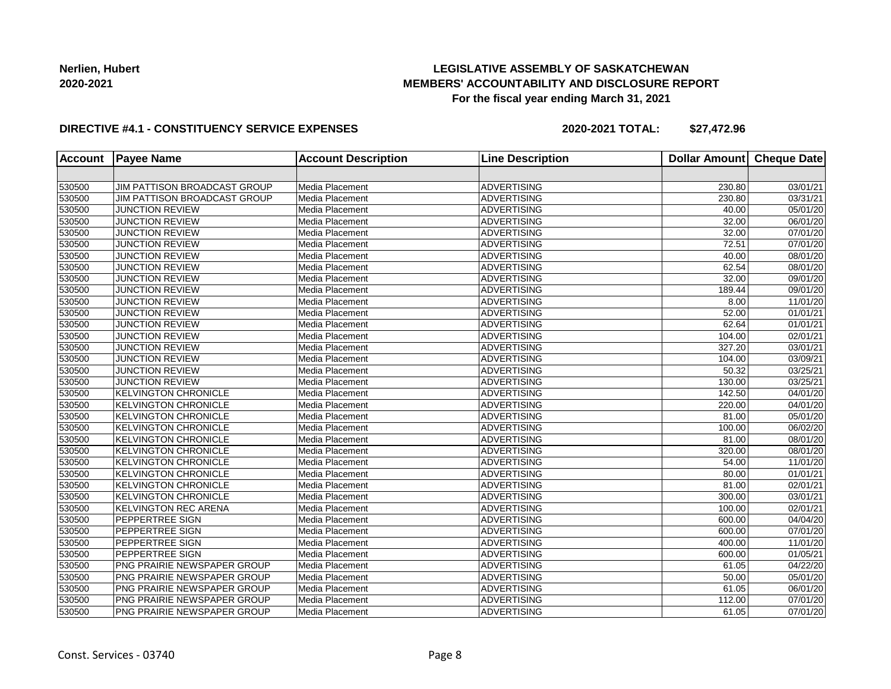**Nerlien, Hubert**
**2020-2021**

**LEGISLATIVE ASSEMBLY OF SASKATCHEWAN**
**MEMBERS' ACCOUNTABILITY AND DISCLOSURE REPORT**
**For the fiscal year ending March 31, 2021**

**DIRECTIVE #4.1 - CONSTITUENCY SERVICE EXPENSES** **2020-2021 TOTAL: $27,472.96**

| Account | Payee Name | Account Description | Line Description | Dollar Amount | Cheque Date |
|---|---|---|---|---|---|
| | | | | | |
| 530500 | JIM PATTISON BROADCAST GROUP | Media Placement | ADVERTISING | 230.80 | 03/01/21 |
| 530500 | JIM PATTISON BROADCAST GROUP | Media Placement | ADVERTISING | 230.80 | 03/31/21 |
| 530500 | JUNCTION REVIEW | Media Placement | ADVERTISING | 40.00 | 05/01/20 |
| 530500 | JUNCTION REVIEW | Media Placement | ADVERTISING | 32.00 | 06/01/20 |
| 530500 | JUNCTION REVIEW | Media Placement | ADVERTISING | 32.00 | 07/01/20 |
| 530500 | JUNCTION REVIEW | Media Placement | ADVERTISING | 72.51 | 07/01/20 |
| 530500 | JUNCTION REVIEW | Media Placement | ADVERTISING | 40.00 | 08/01/20 |
| 530500 | JUNCTION REVIEW | Media Placement | ADVERTISING | 62.54 | 08/01/20 |
| 530500 | JUNCTION REVIEW | Media Placement | ADVERTISING | 32.00 | 09/01/20 |
| 530500 | JUNCTION REVIEW | Media Placement | ADVERTISING | 189.44 | 09/01/20 |
| 530500 | JUNCTION REVIEW | Media Placement | ADVERTISING | 8.00 | 11/01/20 |
| 530500 | JUNCTION REVIEW | Media Placement | ADVERTISING | 52.00 | 01/01/21 |
| 530500 | JUNCTION REVIEW | Media Placement | ADVERTISING | 62.64 | 01/01/21 |
| 530500 | JUNCTION REVIEW | Media Placement | ADVERTISING | 104.00 | 02/01/21 |
| 530500 | JUNCTION REVIEW | Media Placement | ADVERTISING | 327.20 | 03/01/21 |
| 530500 | JUNCTION REVIEW | Media Placement | ADVERTISING | 104.00 | 03/09/21 |
| 530500 | JUNCTION REVIEW | Media Placement | ADVERTISING | 50.32 | 03/25/21 |
| 530500 | JUNCTION REVIEW | Media Placement | ADVERTISING | 130.00 | 03/25/21 |
| 530500 | KELVINGTON CHRONICLE | Media Placement | ADVERTISING | 142.50 | 04/01/20 |
| 530500 | KELVINGTON CHRONICLE | Media Placement | ADVERTISING | 220.00 | 04/01/20 |
| 530500 | KELVINGTON CHRONICLE | Media Placement | ADVERTISING | 81.00 | 05/01/20 |
| 530500 | KELVINGTON CHRONICLE | Media Placement | ADVERTISING | 100.00 | 06/02/20 |
| 530500 | KELVINGTON CHRONICLE | Media Placement | ADVERTISING | 81.00 | 08/01/20 |
| 530500 | KELVINGTON CHRONICLE | Media Placement | ADVERTISING | 320.00 | 08/01/20 |
| 530500 | KELVINGTON CHRONICLE | Media Placement | ADVERTISING | 54.00 | 11/01/20 |
| 530500 | KELVINGTON CHRONICLE | Media Placement | ADVERTISING | 80.00 | 01/01/21 |
| 530500 | KELVINGTON CHRONICLE | Media Placement | ADVERTISING | 81.00 | 02/01/21 |
| 530500 | KELVINGTON CHRONICLE | Media Placement | ADVERTISING | 300.00 | 03/01/21 |
| 530500 | KELVINGTON REC ARENA | Media Placement | ADVERTISING | 100.00 | 02/01/21 |
| 530500 | PEPPERTREE SIGN | Media Placement | ADVERTISING | 600.00 | 04/04/20 |
| 530500 | PEPPERTREE SIGN | Media Placement | ADVERTISING | 600.00 | 07/01/20 |
| 530500 | PEPPERTREE SIGN | Media Placement | ADVERTISING | 400.00 | 11/01/20 |
| 530500 | PEPPERTREE SIGN | Media Placement | ADVERTISING | 600.00 | 01/05/21 |
| 530500 | PNG PRAIRIE NEWSPAPER GROUP | Media Placement | ADVERTISING | 61.05 | 04/22/20 |
| 530500 | PNG PRAIRIE NEWSPAPER GROUP | Media Placement | ADVERTISING | 50.00 | 05/01/20 |
| 530500 | PNG PRAIRIE NEWSPAPER GROUP | Media Placement | ADVERTISING | 61.05 | 06/01/20 |
| 530500 | PNG PRAIRIE NEWSPAPER GROUP | Media Placement | ADVERTISING | 112.00 | 07/01/20 |
| 530500 | PNG PRAIRIE NEWSPAPER GROUP | Media Placement | ADVERTISING | 61.05 | 07/01/20 |

Const. Services - 03740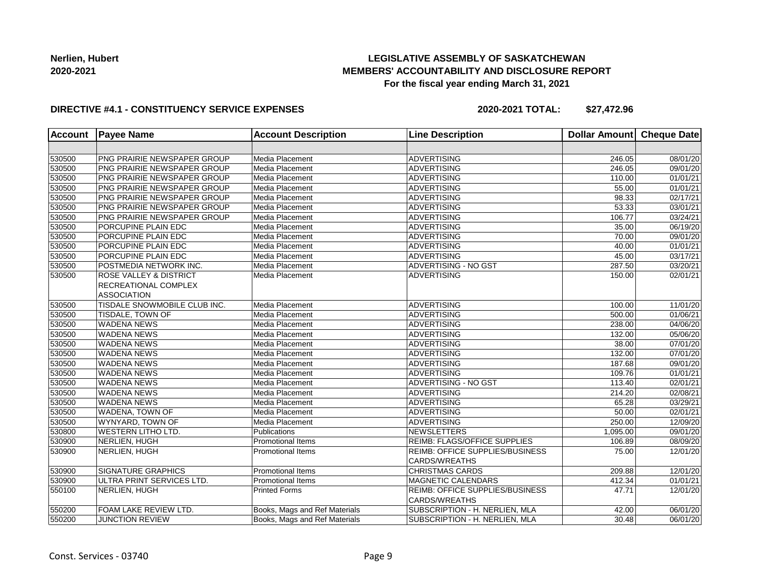**Nerlien, Hubert**
**2020-2021**

**LEGISLATIVE ASSEMBLY OF SASKATCHEWAN**
**MEMBERS' ACCOUNTABILITY AND DISCLOSURE REPORT**
**For the fiscal year ending March 31, 2021**

**DIRECTIVE #4.1 - CONSTITUENCY SERVICE EXPENSES** **2020-2021 TOTAL: $27,472.96**

| Account | Payee Name | Account Description | Line Description | Dollar Amount | Cheque Date |
|---|---|---|---|---|---|
| | | | | | |
| 530500 | PNG PRAIRIE NEWSPAPER GROUP | Media Placement | ADVERTISING | 246.05 | 08/01/20 |
| 530500 | PNG PRAIRIE NEWSPAPER GROUP | Media Placement | ADVERTISING | 246.05 | 09/01/20 |
| 530500 | PNG PRAIRIE NEWSPAPER GROUP | Media Placement | ADVERTISING | 110.00 | 01/01/21 |
| 530500 | PNG PRAIRIE NEWSPAPER GROUP | Media Placement | ADVERTISING | 55.00 | 01/01/21 |
| 530500 | PNG PRAIRIE NEWSPAPER GROUP | Media Placement | ADVERTISING | 98.33 | 02/17/21 |
| 530500 | PNG PRAIRIE NEWSPAPER GROUP | Media Placement | ADVERTISING | 53.33 | 03/01/21 |
| 530500 | PNG PRAIRIE NEWSPAPER GROUP | Media Placement | ADVERTISING | 106.77 | 03/24/21 |
| 530500 | PORCUPINE PLAIN EDC | Media Placement | ADVERTISING | 35.00 | 06/19/20 |
| 530500 | PORCUPINE PLAIN EDC | Media Placement | ADVERTISING | 70.00 | 09/01/20 |
| 530500 | PORCUPINE PLAIN EDC | Media Placement | ADVERTISING | 40.00 | 01/01/21 |
| 530500 | PORCUPINE PLAIN EDC | Media Placement | ADVERTISING | 45.00 | 03/17/21 |
| 530500 | POSTMEDIA NETWORK INC. | Media Placement | ADVERTISING - NO GST | 287.50 | 03/20/21 |
| 530500 | ROSE VALLEY & DISTRICT RECREATIONAL COMPLEX ASSOCIATION | Media Placement | ADVERTISING | 150.00 | 02/01/21 |
| 530500 | TISDALE SNOWMOBILE CLUB INC. | Media Placement | ADVERTISING | 100.00 | 11/01/20 |
| 530500 | TISDALE, TOWN OF | Media Placement | ADVERTISING | 500.00 | 01/06/21 |
| 530500 | WADENA NEWS | Media Placement | ADVERTISING | 238.00 | 04/06/20 |
| 530500 | WADENA NEWS | Media Placement | ADVERTISING | 132.00 | 05/06/20 |
| 530500 | WADENA NEWS | Media Placement | ADVERTISING | 38.00 | 07/01/20 |
| 530500 | WADENA NEWS | Media Placement | ADVERTISING | 132.00 | 07/01/20 |
| 530500 | WADENA NEWS | Media Placement | ADVERTISING | 187.68 | 09/01/20 |
| 530500 | WADENA NEWS | Media Placement | ADVERTISING | 109.76 | 01/01/21 |
| 530500 | WADENA NEWS | Media Placement | ADVERTISING - NO GST | 113.40 | 02/01/21 |
| 530500 | WADENA NEWS | Media Placement | ADVERTISING | 214.20 | 02/08/21 |
| 530500 | WADENA NEWS | Media Placement | ADVERTISING | 65.28 | 03/29/21 |
| 530500 | WADENA, TOWN OF | Media Placement | ADVERTISING | 50.00 | 02/01/21 |
| 530500 | WYNYARD, TOWN OF | Media Placement | ADVERTISING | 250.00 | 12/09/20 |
| 530800 | WESTERN LITHO LTD. | Publications | NEWSLETTERS | 1,095.00 | 09/01/20 |
| 530900 | NERLIEN, HUGH | Promotional Items | REIMB: FLAGS/OFFICE SUPPLIES | 106.89 | 08/09/20 |
| 530900 | NERLIEN, HUGH | Promotional Items | REIMB: OFFICE SUPPLIES/BUSINESS CARDS/WREATHS | 75.00 | 12/01/20 |
| 530900 | SIGNATURE GRAPHICS | Promotional Items | CHRISTMAS CARDS | 209.88 | 12/01/20 |
| 530900 | ULTRA PRINT SERVICES LTD. | Promotional Items | MAGNETIC CALENDARS | 412.34 | 01/01/21 |
| 550100 | NERLIEN, HUGH | Printed Forms | REIMB: OFFICE SUPPLIES/BUSINESS CARDS/WREATHS | 47.71 | 12/01/20 |
| 550200 | FOAM LAKE REVIEW LTD. | Books, Mags and Ref Materials | SUBSCRIPTION - H. NERLIEN, MLA | 42.00 | 06/01/20 |
| 550200 | JUNCTION REVIEW | Books, Mags and Ref Materials | SUBSCRIPTION - H. NERLIEN, MLA | 30.48 | 06/01/20 |

Const. Services - 03740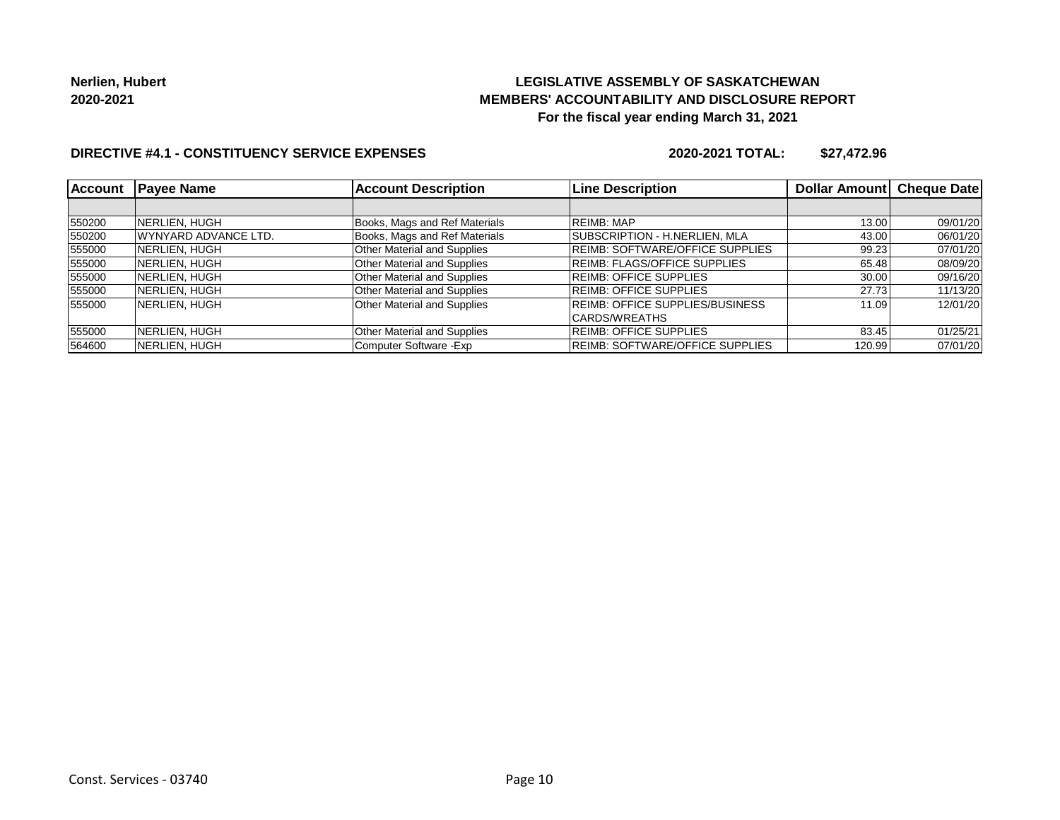**Nerlien, Hubert**
**2020-2021**

**LEGISLATIVE ASSEMBLY OF SASKATCHEWAN**
**MEMBERS' ACCOUNTABILITY AND DISCLOSURE REPORT**
**For the fiscal year ending March 31, 2021**

**DIRECTIVE #4.1 - CONSTITUENCY SERVICE EXPENSES** **2020-2021 TOTAL: $27,472.96**

| Account | Payee Name | Account Description | Line Description | Dollar Amount | Cheque Date |
|---|---|---|---|---|---|
| | | | | | |
| 550200 | NERLIEN, HUGH | Books, Mags and Ref Materials | REIMB: MAP | 13.00 | 09/01/20 |
| 550200 | WYNYARD ADVANCE LTD. | Books, Mags and Ref Materials | SUBSCRIPTION - H.NERLIEN, MLA | 43.00 | 06/01/20 |
| 555000 | NERLIEN, HUGH | Other Material and Supplies | REIMB: SOFTWARE/OFFICE SUPPLIES | 99.23 | 07/01/20 |
| 555000 | NERLIEN, HUGH | Other Material and Supplies | REIMB: FLAGS/OFFICE SUPPLIES | 65.48 | 08/09/20 |
| 555000 | NERLIEN, HUGH | Other Material and Supplies | REIMB: OFFICE SUPPLIES | 30.00 | 09/16/20 |
| 555000 | NERLIEN, HUGH | Other Material and Supplies | REIMB: OFFICE SUPPLIES | 27.73 | 11/13/20 |
| 555000 | NERLIEN, HUGH | Other Material and Supplies | REIMB: OFFICE SUPPLIES/BUSINESS CARDS/WREATHS | 11.09 | 12/01/20 |
| 555000 | NERLIEN, HUGH | Other Material and Supplies | REIMB: OFFICE SUPPLIES | 83.45 | 01/25/21 |
| 564600 | NERLIEN, HUGH | Computer Software -Exp | REIMB: SOFTWARE/OFFICE SUPPLIES | 120.99 | 07/01/20 |

Const. Services - 03740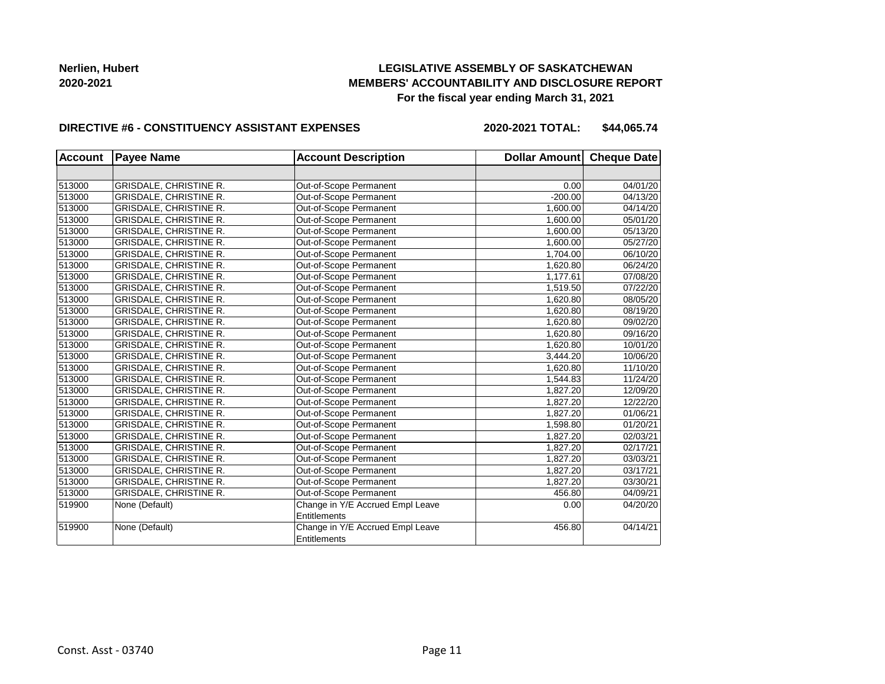**Nerlien, Hubert**
**2020-2021**

**LEGISLATIVE ASSEMBLY OF SASKATCHEWAN**
**MEMBERS' ACCOUNTABILITY AND DISCLOSURE REPORT**
**For the fiscal year ending March 31, 2021**

**DIRECTIVE #6 - CONSTITUENCY ASSISTANT EXPENSES** **2020-2021 TOTAL: $44,065.74**

| Account | Payee Name | Account Description | Dollar Amount | Cheque Date |
|---|---|---|---|---|
| | | | | |
| 513000 | GRISDALE, CHRISTINE R. | Out-of-Scope Permanent | 0.00 | 04/01/20 |
| 513000 | GRISDALE, CHRISTINE R. | Out-of-Scope Permanent | -200.00 | 04/13/20 |
| 513000 | GRISDALE, CHRISTINE R. | Out-of-Scope Permanent | 1,600.00 | 04/14/20 |
| 513000 | GRISDALE, CHRISTINE R. | Out-of-Scope Permanent | 1,600.00 | 05/01/20 |
| 513000 | GRISDALE, CHRISTINE R. | Out-of-Scope Permanent | 1,600.00 | 05/13/20 |
| 513000 | GRISDALE, CHRISTINE R. | Out-of-Scope Permanent | 1,600.00 | 05/27/20 |
| 513000 | GRISDALE, CHRISTINE R. | Out-of-Scope Permanent | 1,704.00 | 06/10/20 |
| 513000 | GRISDALE, CHRISTINE R. | Out-of-Scope Permanent | 1,620.80 | 06/24/20 |
| 513000 | GRISDALE, CHRISTINE R. | Out-of-Scope Permanent | 1,177.61 | 07/08/20 |
| 513000 | GRISDALE, CHRISTINE R. | Out-of-Scope Permanent | 1,519.50 | 07/22/20 |
| 513000 | GRISDALE, CHRISTINE R. | Out-of-Scope Permanent | 1,620.80 | 08/05/20 |
| 513000 | GRISDALE, CHRISTINE R. | Out-of-Scope Permanent | 1,620.80 | 08/19/20 |
| 513000 | GRISDALE, CHRISTINE R. | Out-of-Scope Permanent | 1,620.80 | 09/02/20 |
| 513000 | GRISDALE, CHRISTINE R. | Out-of-Scope Permanent | 1,620.80 | 09/16/20 |
| 513000 | GRISDALE, CHRISTINE R. | Out-of-Scope Permanent | 1,620.80 | 10/01/20 |
| 513000 | GRISDALE, CHRISTINE R. | Out-of-Scope Permanent | 3,444.20 | 10/06/20 |
| 513000 | GRISDALE, CHRISTINE R. | Out-of-Scope Permanent | 1,620.80 | 11/10/20 |
| 513000 | GRISDALE, CHRISTINE R. | Out-of-Scope Permanent | 1,544.83 | 11/24/20 |
| 513000 | GRISDALE, CHRISTINE R. | Out-of-Scope Permanent | 1,827.20 | 12/09/20 |
| 513000 | GRISDALE, CHRISTINE R. | Out-of-Scope Permanent | 1,827.20 | 12/22/20 |
| 513000 | GRISDALE, CHRISTINE R. | Out-of-Scope Permanent | 1,827.20 | 01/06/21 |
| 513000 | GRISDALE, CHRISTINE R. | Out-of-Scope Permanent | 1,598.80 | 01/20/21 |
| 513000 | GRISDALE, CHRISTINE R. | Out-of-Scope Permanent | 1,827.20 | 02/03/21 |
| 513000 | GRISDALE, CHRISTINE R. | Out-of-Scope Permanent | 1,827.20 | 02/17/21 |
| 513000 | GRISDALE, CHRISTINE R. | Out-of-Scope Permanent | 1,827.20 | 03/03/21 |
| 513000 | GRISDALE, CHRISTINE R. | Out-of-Scope Permanent | 1,827.20 | 03/17/21 |
| 513000 | GRISDALE, CHRISTINE R. | Out-of-Scope Permanent | 1,827.20 | 03/30/21 |
| 513000 | GRISDALE, CHRISTINE R. | Out-of-Scope Permanent | 456.80 | 04/09/21 |
| 519900 | None (Default) | Change in Y/E Accrued Empl Leave Entitlements | 0.00 | 04/20/20 |
| 519900 | None (Default) | Change in Y/E Accrued Empl Leave Entitlements | 456.80 | 04/14/21 |

Const. Asst - 03740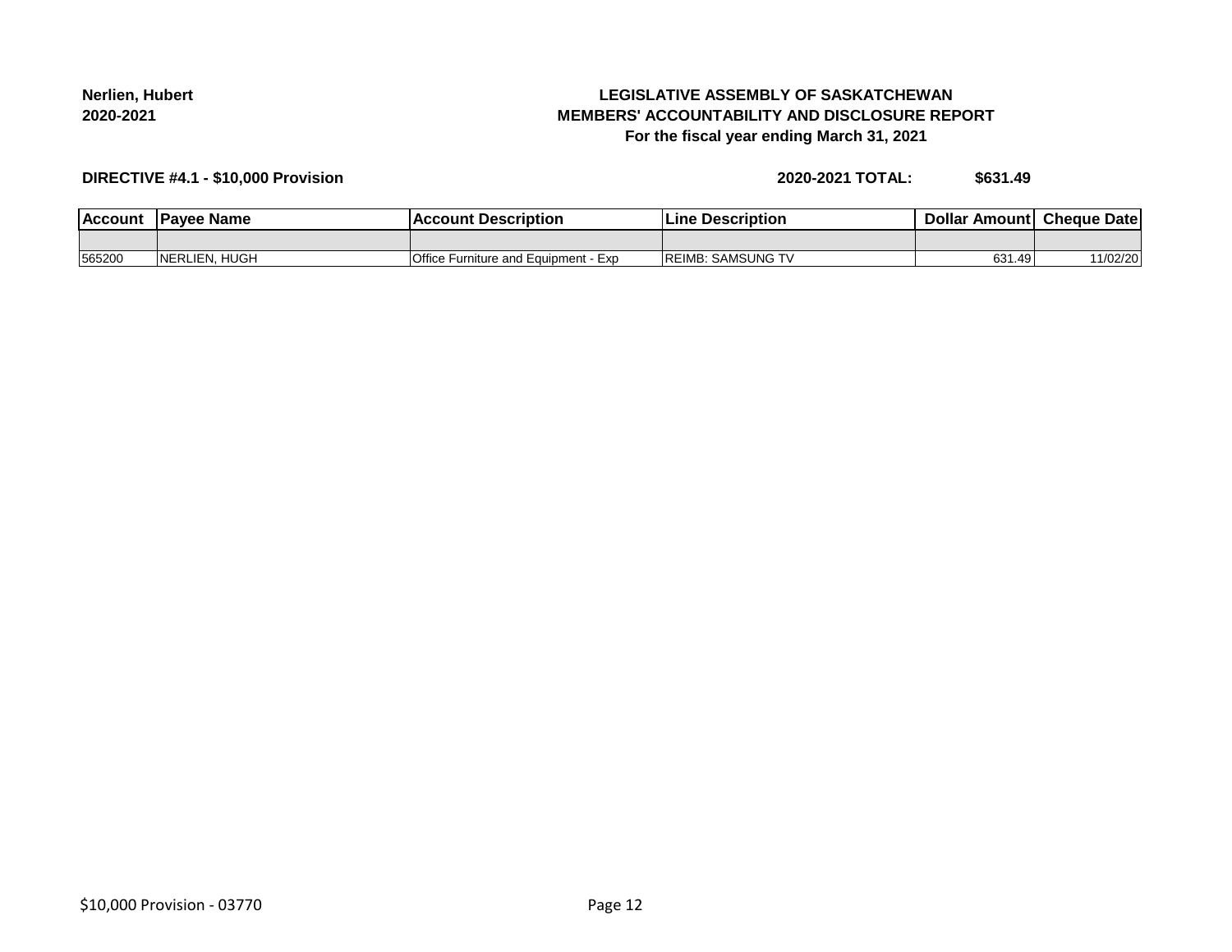**Nerlien, Hubert**
**2020-2021**

# LEGISLATIVE ASSEMBLY OF SASKATCHEWAN
## MEMBERS' ACCOUNTABILITY AND DISCLOSURE REPORT
### For the fiscal year ending March 31, 2021

**DIRECTIVE #4.1 - $10,000 Provision** **2020-2021 TOTAL: $631.49**

| Account | Payee Name | Account Description | Line Description | Dollar Amount | Cheque Date |
|---|---|---|---|---|---|
| | | | | | |
| 565200 | NERLIEN, HUGH | Office Furniture and Equipment - Exp | REIMB: SAMSUNG TV | 631.49 | 11/02/20 |

$10,000 Provision - 03770